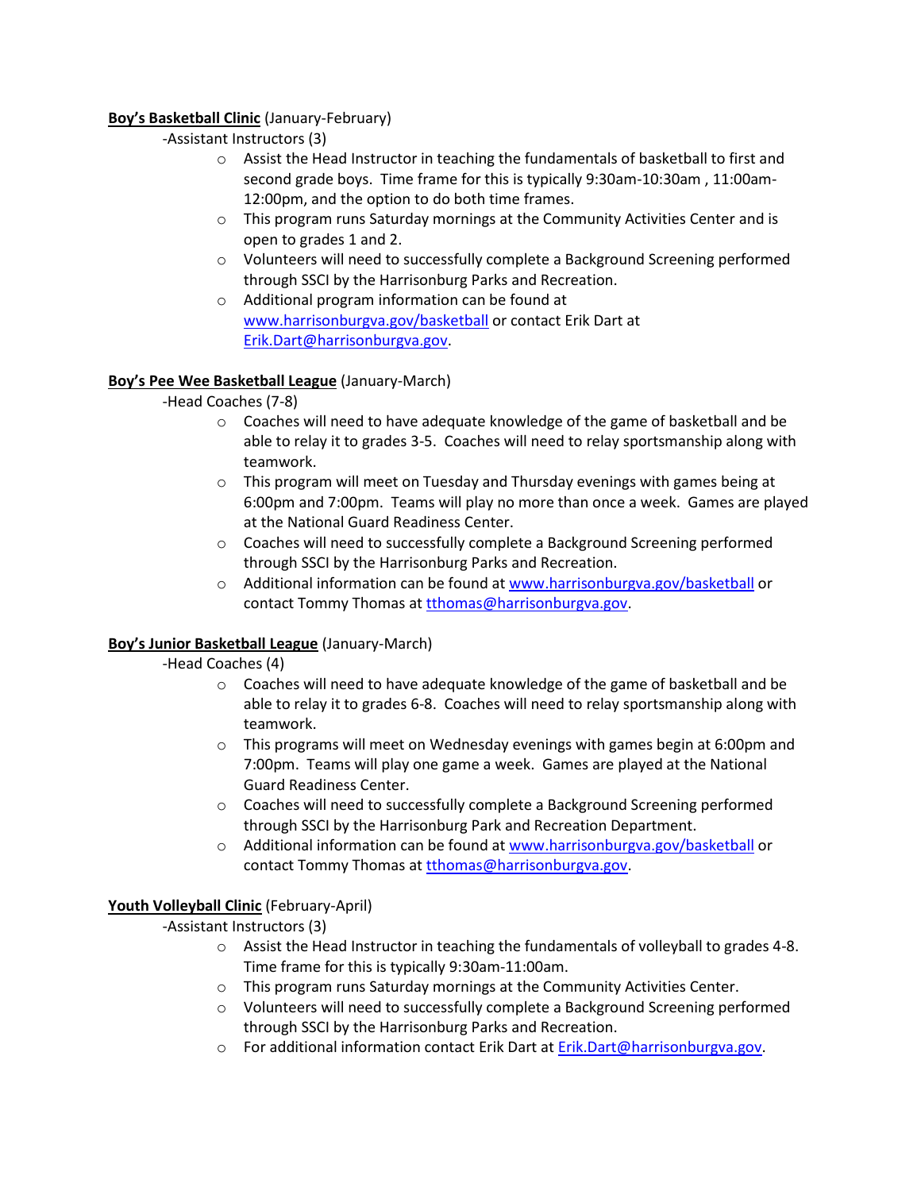**<u>Boy's Basketball Clinic</u>** (January-February)

-Assistant Instructors (3)

- Assist the Head Instructor in teaching the fundamentals of basketball to first and second grade boys. Time frame for this is typically 9:30am-10:30am , 11:00am-12:00pm, and the option to do both time frames.
- This program runs Saturday mornings at the Community Activities Center and is open to grades 1 and 2.
- Volunteers will need to successfully complete a Background Screening performed through SSCI by the Harrisonburg Parks and Recreation.
- Additional program information can be found at www.harrisonburgva.gov/basketball or contact Erik Dart at Erik.Dart@harrisonburgva.gov.

**<u>Boy's Pee Wee Basketball League</u>** (January-March)

-Head Coaches (7-8)

- Coaches will need to have adequate knowledge of the game of basketball and be able to relay it to grades 3-5. Coaches will need to relay sportsmanship along with teamwork.
- This program will meet on Tuesday and Thursday evenings with games being at 6:00pm and 7:00pm. Teams will play no more than once a week. Games are played at the National Guard Readiness Center.
- Coaches will need to successfully complete a Background Screening performed through SSCI by the Harrisonburg Parks and Recreation.
- Additional information can be found at www.harrisonburgva.gov/basketball or contact Tommy Thomas at tthomas@harrisonburgva.gov.

**<u>Boy's Junior Basketball League</u>** (January-March)

-Head Coaches (4)

- Coaches will need to have adequate knowledge of the game of basketball and be able to relay it to grades 6-8. Coaches will need to relay sportsmanship along with teamwork.
- This programs will meet on Wednesday evenings with games begin at 6:00pm and 7:00pm. Teams will play one game a week. Games are played at the National Guard Readiness Center.
- Coaches will need to successfully complete a Background Screening performed through SSCI by the Harrisonburg Park and Recreation Department.
- Additional information can be found at www.harrisonburgva.gov/basketball or contact Tommy Thomas at tthomas@harrisonburgva.gov.

**<u>Youth Volleyball Clinic</u>** (February-April)

-Assistant Instructors (3)

- Assist the Head Instructor in teaching the fundamentals of volleyball to grades 4-8. Time frame for this is typically 9:30am-11:00am.
- This program runs Saturday mornings at the Community Activities Center.
- Volunteers will need to successfully complete a Background Screening performed through SSCI by the Harrisonburg Parks and Recreation.
- For additional information contact Erik Dart at Erik.Dart@harrisonburgva.gov.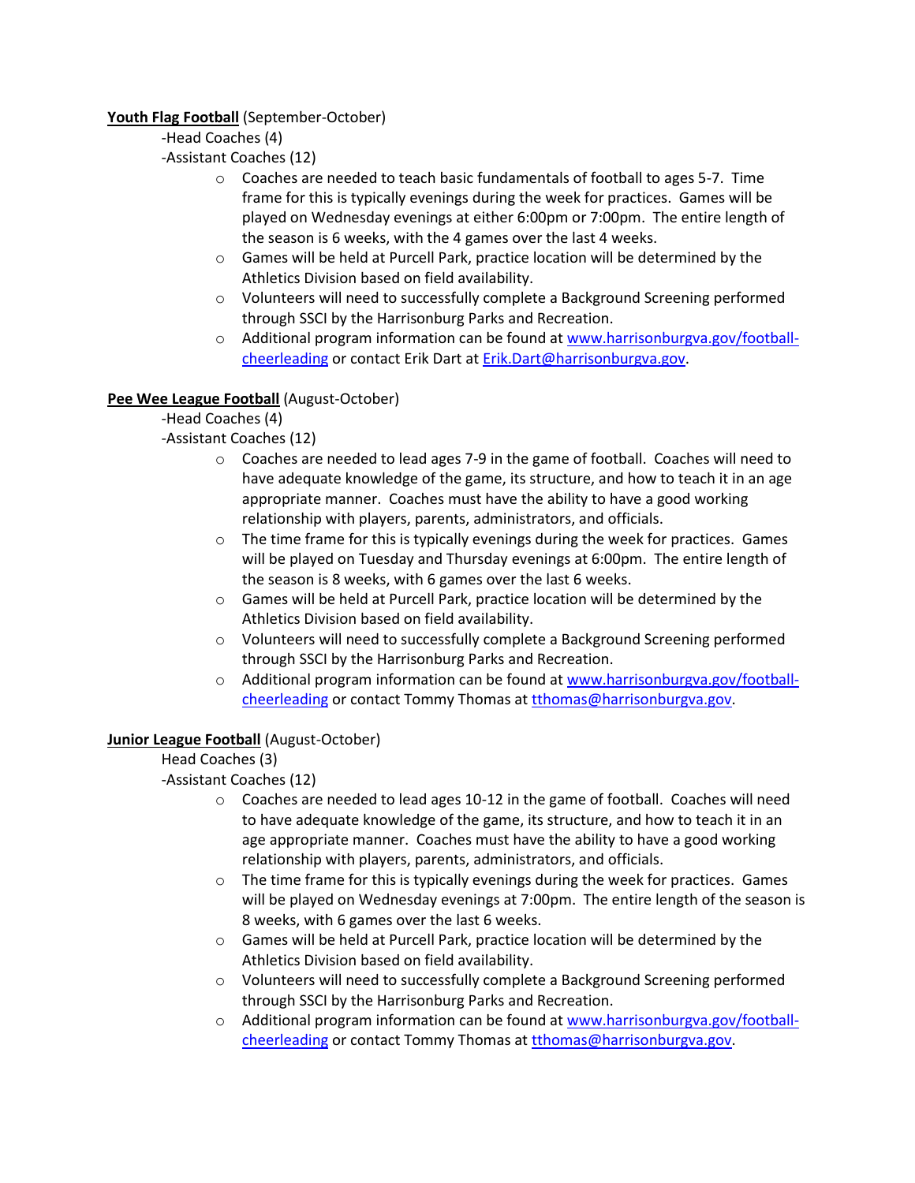**Youth Flag Football** (September-October)

-Head Coaches (4)

-Assistant Coaches (12)

- Coaches are needed to teach basic fundamentals of football to ages 5-7. Time frame for this is typically evenings during the week for practices. Games will be played on Wednesday evenings at either 6:00pm or 7:00pm. The entire length of the season is 6 weeks, with the 4 games over the last 4 weeks.
- Games will be held at Purcell Park, practice location will be determined by the Athletics Division based on field availability.
- Volunteers will need to successfully complete a Background Screening performed through SSCI by the Harrisonburg Parks and Recreation.
- Additional program information can be found at [www.harrisonburgva.gov/football-cheerleading](http://www.harrisonburgva.gov/football-cheerleading) or contact Erik Dart at [Erik.Dart@harrisonburgva.gov](mailto:Erik.Dart@harrisonburgva.gov).

**Pee Wee League Football** (August-October)

-Head Coaches (4)

-Assistant Coaches (12)

- Coaches are needed to lead ages 7-9 in the game of football. Coaches will need to have adequate knowledge of the game, its structure, and how to teach it in an age appropriate manner. Coaches must have the ability to have a good working relationship with players, parents, administrators, and officials.
- The time frame for this is typically evenings during the week for practices. Games will be played on Tuesday and Thursday evenings at 6:00pm. The entire length of the season is 8 weeks, with 6 games over the last 6 weeks.
- Games will be held at Purcell Park, practice location will be determined by the Athletics Division based on field availability.
- Volunteers will need to successfully complete a Background Screening performed through SSCI by the Harrisonburg Parks and Recreation.
- Additional program information can be found at [www.harrisonburgva.gov/football-cheerleading](http://www.harrisonburgva.gov/football-cheerleading) or contact Tommy Thomas at [tthomas@harrisonburgva.gov](mailto:tthomas@harrisonburgva.gov).

**Junior League Football** (August-October)

Head Coaches (3)

-Assistant Coaches (12)

- Coaches are needed to lead ages 10-12 in the game of football. Coaches will need to have adequate knowledge of the game, its structure, and how to teach it in an age appropriate manner. Coaches must have the ability to have a good working relationship with players, parents, administrators, and officials.
- The time frame for this is typically evenings during the week for practices. Games will be played on Wednesday evenings at 7:00pm. The entire length of the season is 8 weeks, with 6 games over the last 6 weeks.
- Games will be held at Purcell Park, practice location will be determined by the Athletics Division based on field availability.
- Volunteers will need to successfully complete a Background Screening performed through SSCI by the Harrisonburg Parks and Recreation.
- Additional program information can be found at [www.harrisonburgva.gov/football-cheerleading](http://www.harrisonburgva.gov/football-cheerleading) or contact Tommy Thomas at [tthomas@harrisonburgva.gov](mailto:tthomas@harrisonburgva.gov).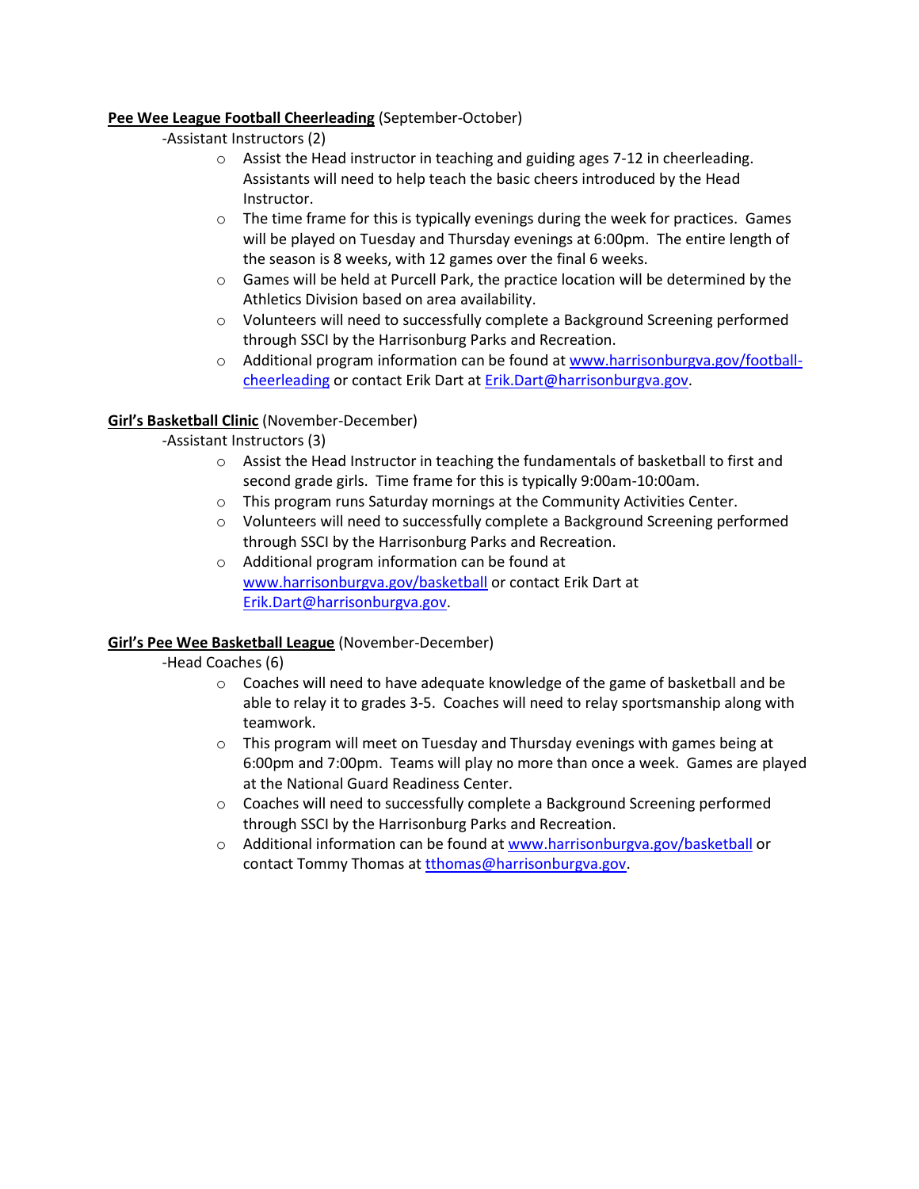**Pee Wee League Football Cheerleading** (September-October)

-Assistant Instructors (2)

- Assist the Head instructor in teaching and guiding ages 7-12 in cheerleading. Assistants will need to help teach the basic cheers introduced by the Head Instructor.
- The time frame for this is typically evenings during the week for practices. Games will be played on Tuesday and Thursday evenings at 6:00pm. The entire length of the season is 8 weeks, with 12 games over the final 6 weeks.
- Games will be held at Purcell Park, the practice location will be determined by the Athletics Division based on area availability.
- Volunteers will need to successfully complete a Background Screening performed through SSCI by the Harrisonburg Parks and Recreation.
- Additional program information can be found at [www.harrisonburgva.gov/football-cheerleading](www.harrisonburgva.gov/football-cheerleading) or contact Erik Dart at [Erik.Dart@harrisonburgva.gov](mailto:Erik.Dart@harrisonburgva.gov).

**Girl's Basketball Clinic** (November-December)

-Assistant Instructors (3)

- Assist the Head Instructor in teaching the fundamentals of basketball to first and second grade girls. Time frame for this is typically 9:00am-10:00am.
- This program runs Saturday mornings at the Community Activities Center.
- Volunteers will need to successfully complete a Background Screening performed through SSCI by the Harrisonburg Parks and Recreation.
- Additional program information can be found at [www.harrisonburgva.gov/basketball](www.harrisonburgva.gov/basketball) or contact Erik Dart at [Erik.Dart@harrisonburgva.gov](mailto:Erik.Dart@harrisonburgva.gov).

**Girl's Pee Wee Basketball League** (November-December)

-Head Coaches (6)

- Coaches will need to have adequate knowledge of the game of basketball and be able to relay it to grades 3-5. Coaches will need to relay sportsmanship along with teamwork.
- This program will meet on Tuesday and Thursday evenings with games being at 6:00pm and 7:00pm. Teams will play no more than once a week. Games are played at the National Guard Readiness Center.
- Coaches will need to successfully complete a Background Screening performed through SSCI by the Harrisonburg Parks and Recreation.
- Additional information can be found at [www.harrisonburgva.gov/basketball](www.harrisonburgva.gov/basketball) or contact Tommy Thomas at [tthomas@harrisonburgva.gov](mailto:tthomas@harrisonburgva.gov).